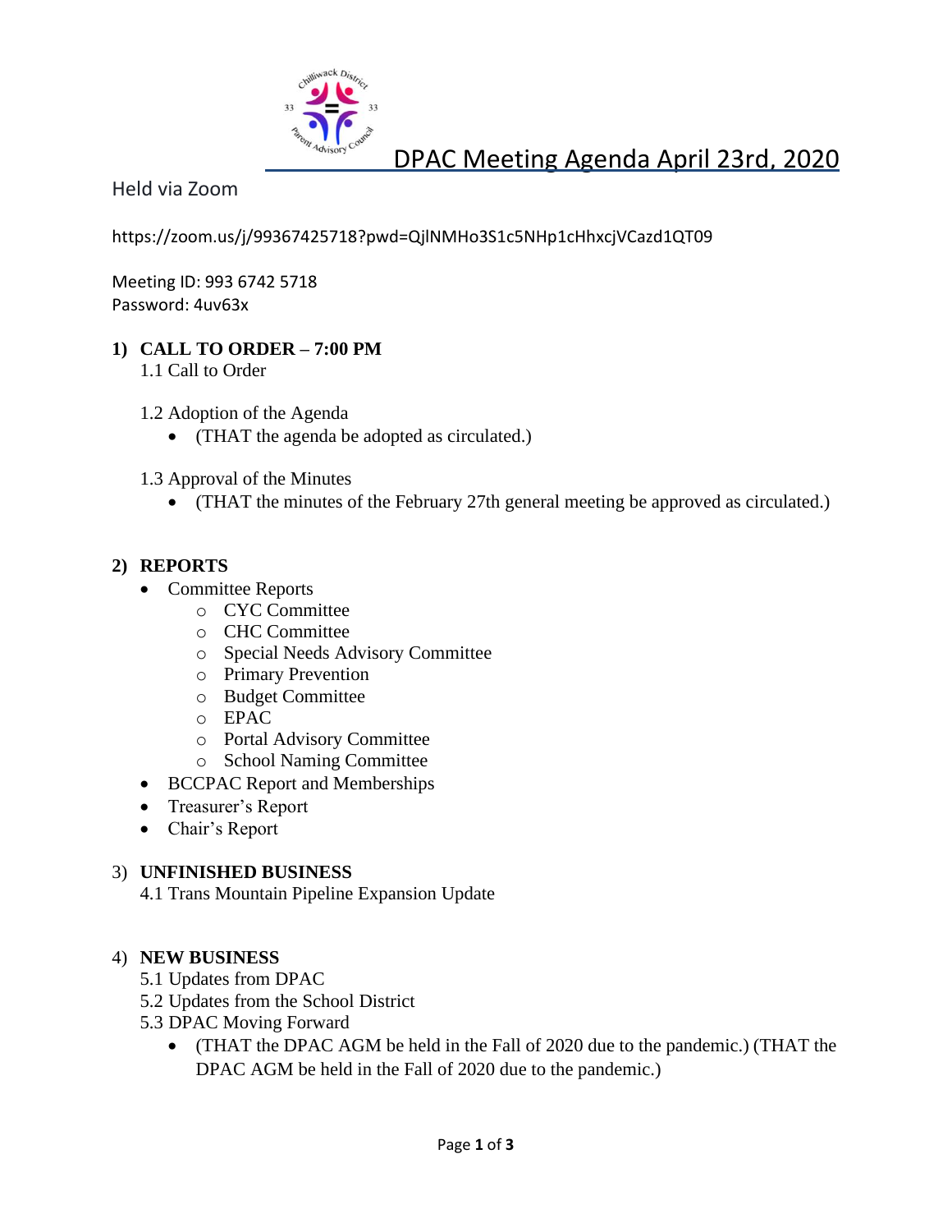# DPAC Meeting Agenda April 23rd, 2020

Held via Zoom

https://zoom.us/j/99367425718?pwd=QjlNMHo3S1c5NHp1cHhxcjVCazd1QT09

Meeting ID: 993 6742 5718
Password: 4uv63x

## 1) CALL TO ORDER – 7:00 PM

1.1 Call to Order

1.2 Adoption of the Agenda

- (THAT the agenda be adopted as circulated.)

1.3 Approval of the Minutes

- (THAT the minutes of the February 27th general meeting be approved as circulated.)

## 2) REPORTS

- Committee Reports
  - CYC Committee
  - CHC Committee
  - Special Needs Advisory Committee
  - Primary Prevention
  - Budget Committee
  - EPAC
  - Portal Advisory Committee
  - School Naming Committee
- BCCPAC Report and Memberships
- Treasurer's Report
- Chair's Report

## 3) UNFINISHED BUSINESS

4.1 Trans Mountain Pipeline Expansion Update

## 4) NEW BUSINESS

5.1 Updates from DPAC

5.2 Updates from the School District

5.3 DPAC Moving Forward

- (THAT the DPAC AGM be held in the Fall of 2020 due to the pandemic.) (THAT the DPAC AGM be held in the Fall of 2020 due to the pandemic.)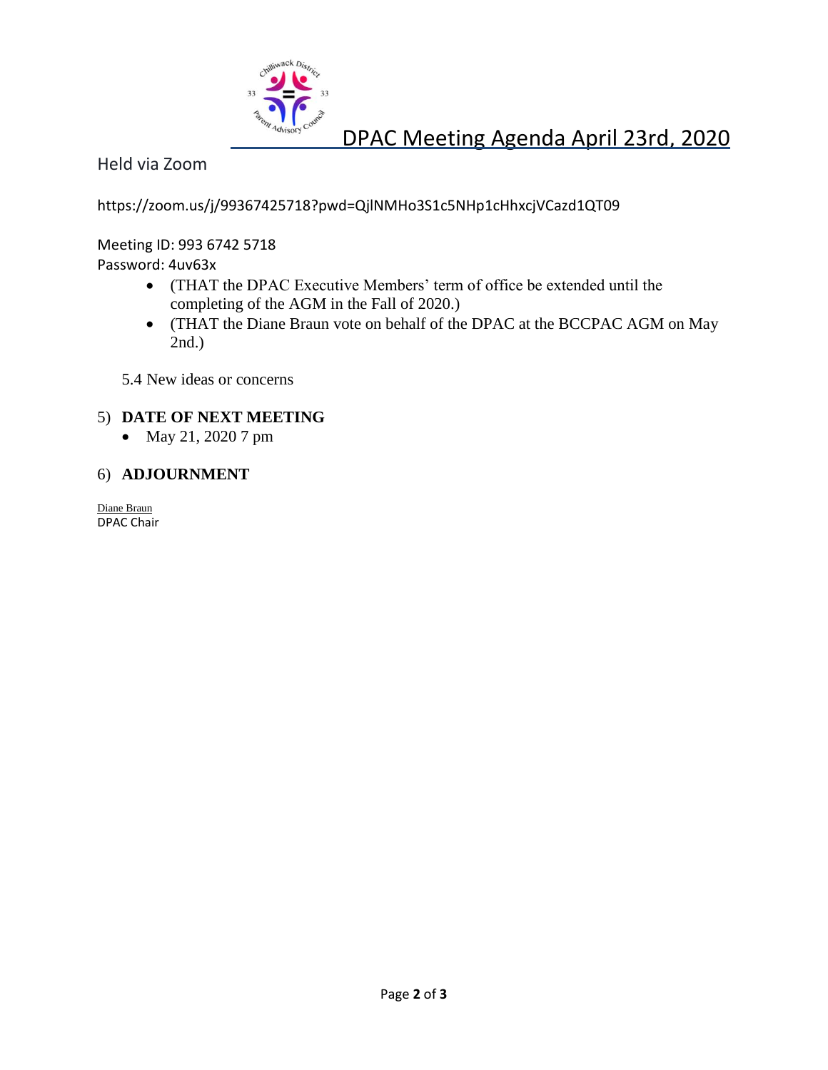# DPAC Meeting Agenda April 23rd, 2020

Held via Zoom

https://zoom.us/j/99367425718?pwd=QjlNMHo3S1c5NHp1cHhxcjVCazd1QT09

Meeting ID: 993 6742 5718
Password: 4uv63x

- (THAT the DPAC Executive Members' term of office be extended until the completing of the AGM in the Fall of 2020.)
- (THAT the Diane Braun vote on behalf of the DPAC at the BCCPAC AGM on May 2nd.)

5.4 New ideas or concerns

5) **DATE OF NEXT MEETING**

- May 21, 2020 7 pm

6) **ADJOURNMENT**

Diane Braun
DPAC Chair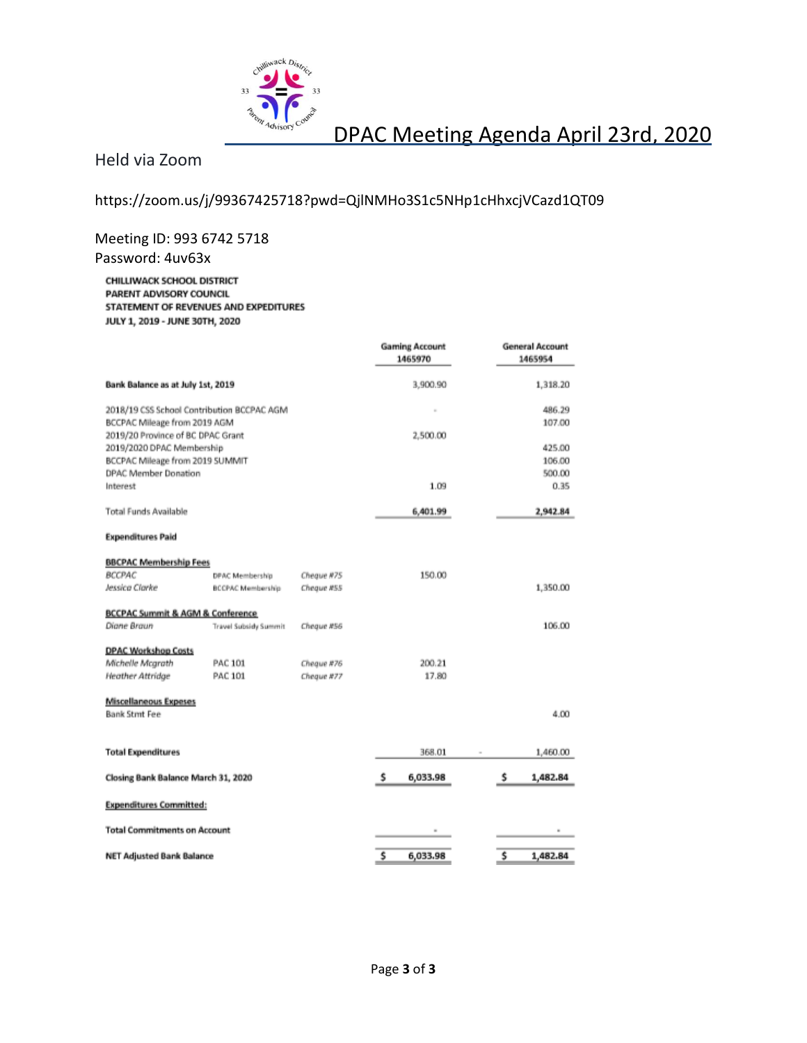# DPAC Meeting Agenda April 23rd, 2020

Held via Zoom

https://zoom.us/j/99367425718?pwd=QjlNMHo3S1c5NHp1cHhxcjVCazd1QT09

Meeting ID: 993 6742 5718
Password: 4uv63x

**CHILLIWACK SCHOOL DISTRICT**
**PARENT ADVISORY COUNCIL**
**STATEMENT OF REVENUES AND EXPEDITURES**
**JULY 1, 2019 - JUNE 30TH, 2020**

| | | | Gaming Account 1465970 | General Account 1465954 |
|---|---|---|---|---|
| **Bank Balance as at July 1st, 2019** | | | 3,900.90 | 1,318.20 |
| 2018/19 CSS School Contribution BCCPAC AGM | | | - | 486.29 |
| BCCPAC Mileage from 2019 AGM | | | | 107.00 |
| 2019/20 Province of BC DPAC Grant | | | 2,500.00 | |
| 2019/2020 DPAC Membership | | | | 425.00 |
| BCCPAC Mileage from 2019 SUMMIT | | | | 106.00 |
| DPAC Member Donation | | | | 500.00 |
| Interest | | | 1.09 | 0.35 |
| Total Funds Available | | | **6,401.99** | **2,942.84** |
| **Expenditures Paid** | | | | |
| **BBCPAC Membership Fees** | | | | |
| *BCCPAC* | DPAC Membership | *Cheque #75* | 150.00 | |
| *Jessica Clarke* | BCCPAC Membership | *Cheque #55* | | 1,350.00 |
| **BCCPAC Summit & AGM & Conference** | | | | |
| *Diane Braun* | Travel Subsidy Summit | *Cheque #56* | | 106.00 |
| **DPAC Workshop Costs** | | | | |
| *Michelle Mcgrath* | PAC 101 | *Cheque #76* | 200.21 | |
| *Heather Attridge* | PAC 101 | *Cheque #77* | 17.80 | |
| **Miscellaneous Expeses** | | | | |
| Bank Stmt Fee | | | | 4.00 |
| **Total Expenditures** | | | 368.01 | 1,460.00 |
| **Closing Bank Balance March 31, 2020** | | | **$ 6,033.98** | **$ 1,482.84** |
| **Expenditures Committed:** | | | | |
| **Total Commitments on Account** | | | - | - |
| **NET Adjusted Bank Balance** | | | **$ 6,033.98** | **$ 1,482.84** |